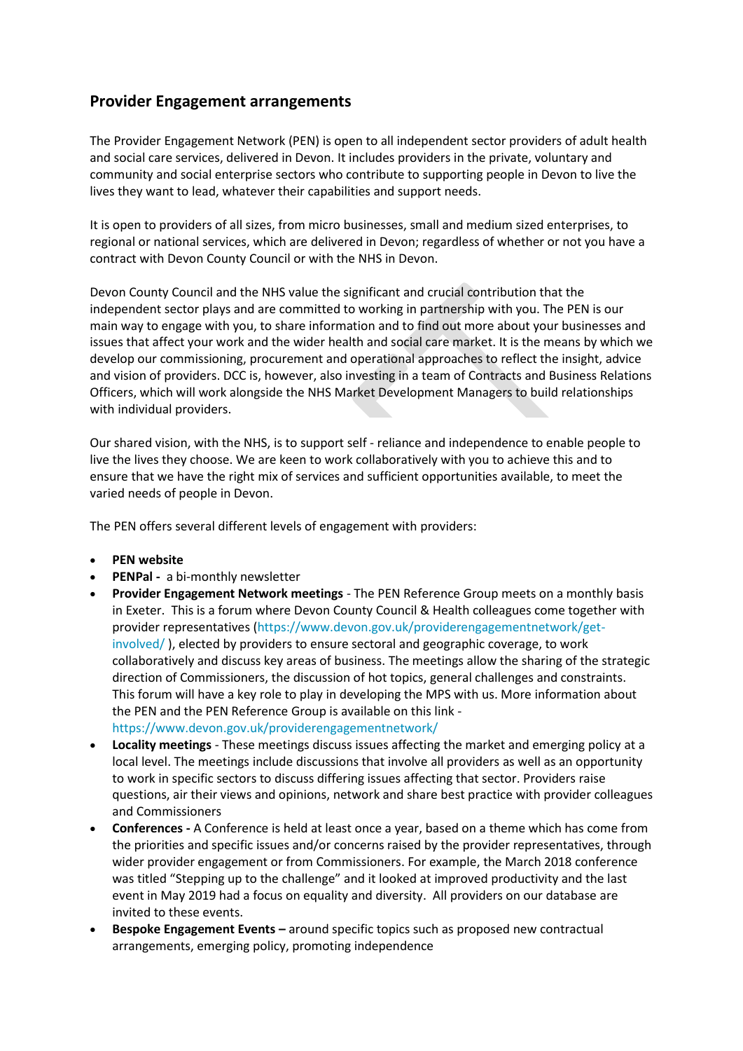## Provider Engagement arrangements

The Provider Engagement Network (PEN) is open to all independent sector providers of adult health and social care services, delivered in Devon. It includes providers in the private, voluntary and community and social enterprise sectors who contribute to supporting people in Devon to live the lives they want to lead, whatever their capabilities and support needs.

It is open to providers of all sizes, from micro businesses, small and medium sized enterprises, to regional or national services, which are delivered in Devon; regardless of whether or not you have a contract with Devon County Council or with the NHS in Devon.

Devon County Council and the NHS value the significant and crucial contribution that the independent sector plays and are committed to working in partnership with you. The PEN is our main way to engage with you, to share information and to find out more about your businesses and issues that affect your work and the wider health and social care market. It is the means by which we develop our commissioning, procurement and operational approaches to reflect the insight, advice and vision of providers. DCC is, however, also investing in a team of Contracts and Business Relations Officers, which will work alongside the NHS Market Development Managers to build relationships with individual providers.

Our shared vision, with the NHS, is to support self - reliance and independence to enable people to live the lives they choose. We are keen to work collaboratively with you to achieve this and to ensure that we have the right mix of services and sufficient opportunities available, to meet the varied needs of people in Devon.

The PEN offers several different levels of engagement with providers:

- **PEN website**
- **PENPal -** a bi-monthly newsletter
- **Provider Engagement Network meetings** - The PEN Reference Group meets on a monthly basis in Exeter. This is a forum where Devon County Council & Health colleagues come together with provider representatives (https://www.devon.gov.uk/providerengagementnetwork/get-involved/ ), elected by providers to ensure sectoral and geographic coverage, to work collaboratively and discuss key areas of business. The meetings allow the sharing of the strategic direction of Commissioners, the discussion of hot topics, general challenges and constraints. This forum will have a key role to play in developing the MPS with us. More information about the PEN and the PEN Reference Group is available on this link - https://www.devon.gov.uk/providerengagementnetwork/
- **Locality meetings** - These meetings discuss issues affecting the market and emerging policy at a local level. The meetings include discussions that involve all providers as well as an opportunity to work in specific sectors to discuss differing issues affecting that sector. Providers raise questions, air their views and opinions, network and share best practice with provider colleagues and Commissioners
- **Conferences -** A Conference is held at least once a year, based on a theme which has come from the priorities and specific issues and/or concerns raised by the provider representatives, through wider provider engagement or from Commissioners. For example, the March 2018 conference was titled "Stepping up to the challenge" and it looked at improved productivity and the last event in May 2019 had a focus on equality and diversity. All providers on our database are invited to these events.
- **Bespoke Engagement Events –** around specific topics such as proposed new contractual arrangements, emerging policy, promoting independence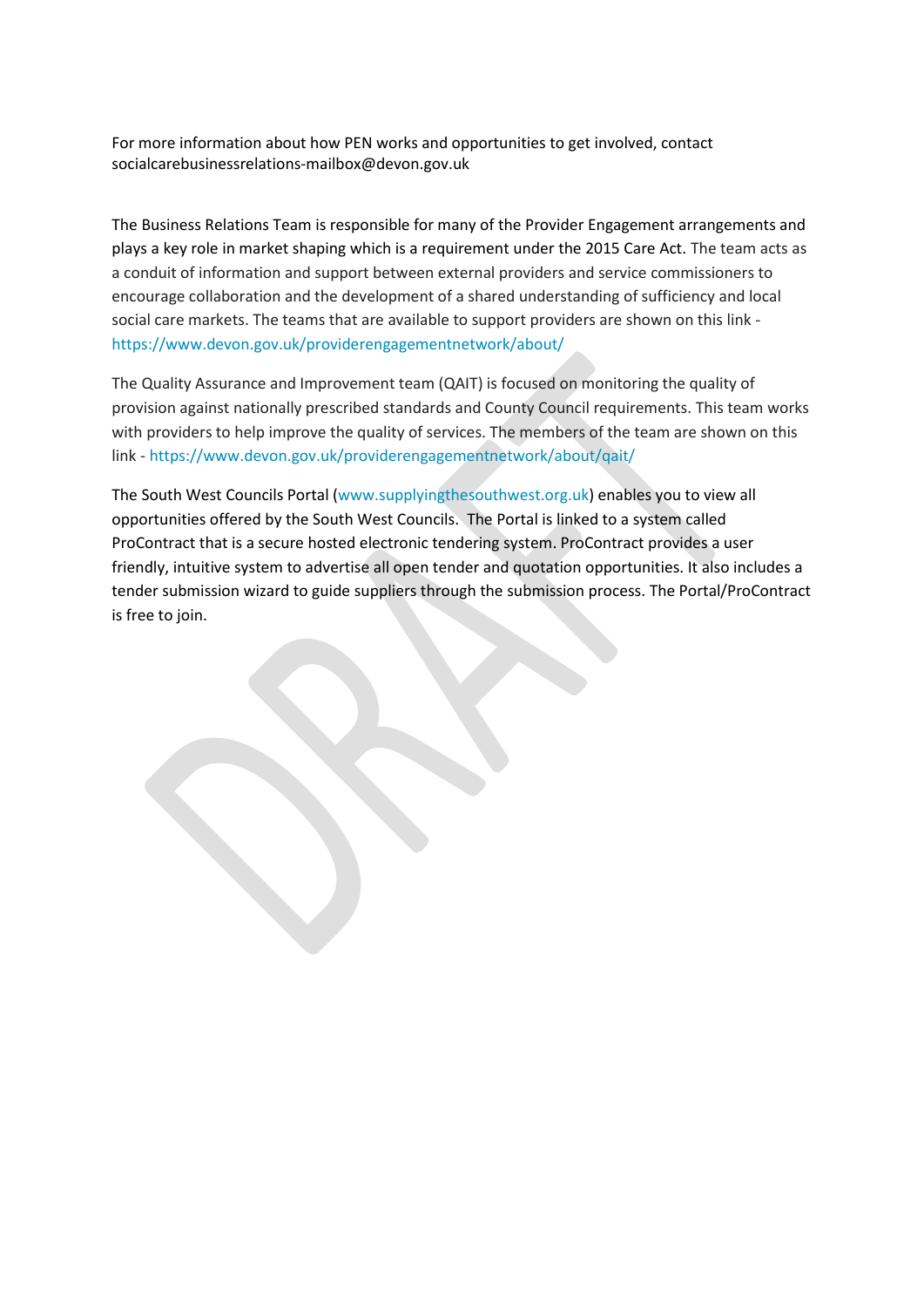For more information about how PEN works and opportunities to get involved, contact socialcarebusinessrelations-mailbox@devon.gov.uk

The Business Relations Team is responsible for many of the Provider Engagement arrangements and plays a key role in market shaping which is a requirement under the 2015 Care Act. The team acts as a conduit of information and support between external providers and service commissioners to encourage collaboration and the development of a shared understanding of sufficiency and local social care markets. The teams that are available to support providers are shown on this link - https://www.devon.gov.uk/providerengagementnetwork/about/

The Quality Assurance and Improvement team (QAIT) is focused on monitoring the quality of provision against nationally prescribed standards and County Council requirements. This team works with providers to help improve the quality of services. The members of the team are shown on this link - https://www.devon.gov.uk/providerengagementnetwork/about/qait/

The South West Councils Portal (www.supplyingthesouthwest.org.uk) enables you to view all opportunities offered by the South West Councils. The Portal is linked to a system called ProContract that is a secure hosted electronic tendering system. ProContract provides a user friendly, intuitive system to advertise all open tender and quotation opportunities. It also includes a tender submission wizard to guide suppliers through the submission process. The Portal/ProContract is free to join.